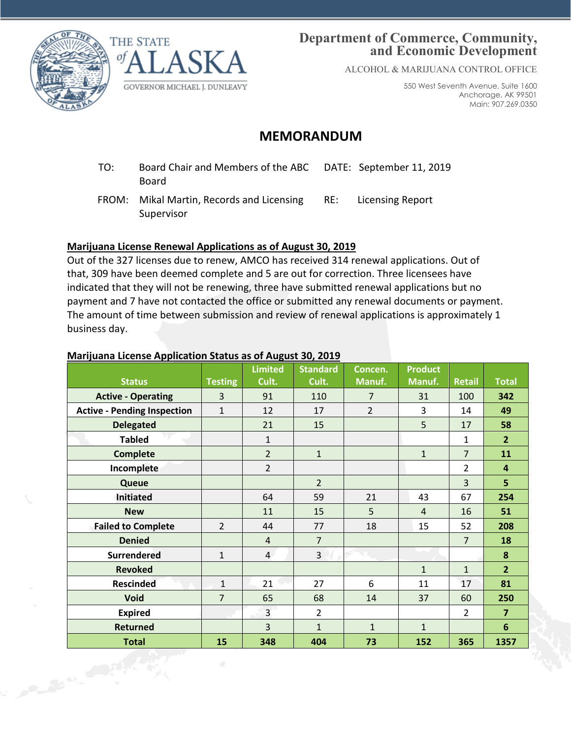THE STATE of ALASKA

GOVERNOR MICHAEL J. DUNLEAVY

**Department of Commerce, Community, and Economic Development**

ALCOHOL & MARIJUANA CONTROL OFFICE

550 West Seventh Avenue, Suite 1600
Anchorage, AK 99501
Main: 907.269.0350

# MEMORANDUM

| | | | |
|---|---|---|---|
| TO: | Board Chair and Members of the ABC Board | DATE: | September 11, 2019 |
| FROM: | Mikal Martin, Records and Licensing Supervisor | RE: | Licensing Report |

**Marijuana License Renewal Applications as of August 30, 2019**

Out of the 327 licenses due to renew, AMCO has received 314 renewal applications. Out of that, 309 have been deemed complete and 5 are out for correction. Three licensees have indicated that they will not be renewing, three have submitted renewal applications but no payment and 7 have not contacted the office or submitted any renewal documents or payment. The amount of time between submission and review of renewal applications is approximately 1 business day.

**Marijuana License Application Status as of August 30, 2019**

| Status | Testing | Limited Cult. | Standard Cult. | Concen. Manuf. | Product Manuf. | Retail | Total |
|---|---|---|---|---|---|---|---|
| **Active - Operating** | 3 | 91 | 110 | 7 | 31 | 100 | **342** |
| **Active - Pending Inspection** | 1 | 12 | 17 | 2 | 3 | 14 | **49** |
| **Delegated** | | 21 | 15 | | 5 | 17 | **58** |
| **Tabled** | | 1 | | | | 1 | **2** |
| **Complete** | | 2 | 1 | | 1 | 7 | **11** |
| **Incomplete** | | 2 | | | | 2 | **4** |
| **Queue** | | | 2 | | | 3 | **5** |
| **Initiated** | | 64 | 59 | 21 | 43 | 67 | **254** |
| **New** | | 11 | 15 | 5 | 4 | 16 | **51** |
| **Failed to Complete** | 2 | 44 | 77 | 18 | 15 | 52 | **208** |
| **Denied** | | 4 | 7 | | | 7 | **18** |
| **Surrendered** | 1 | 4 | 3 | | | | **8** |
| **Revoked** | | | | | 1 | 1 | **2** |
| **Rescinded** | 1 | 21 | 27 | 6 | 11 | 17 | **81** |
| **Void** | 7 | 65 | 68 | 14 | 37 | 60 | **250** |
| **Expired** | | 3 | 2 | | | 2 | **7** |
| **Returned** | | 3 | 1 | 1 | 1 | | **6** |
| **Total** | **15** | **348** | **404** | **73** | **152** | **365** | **1357** |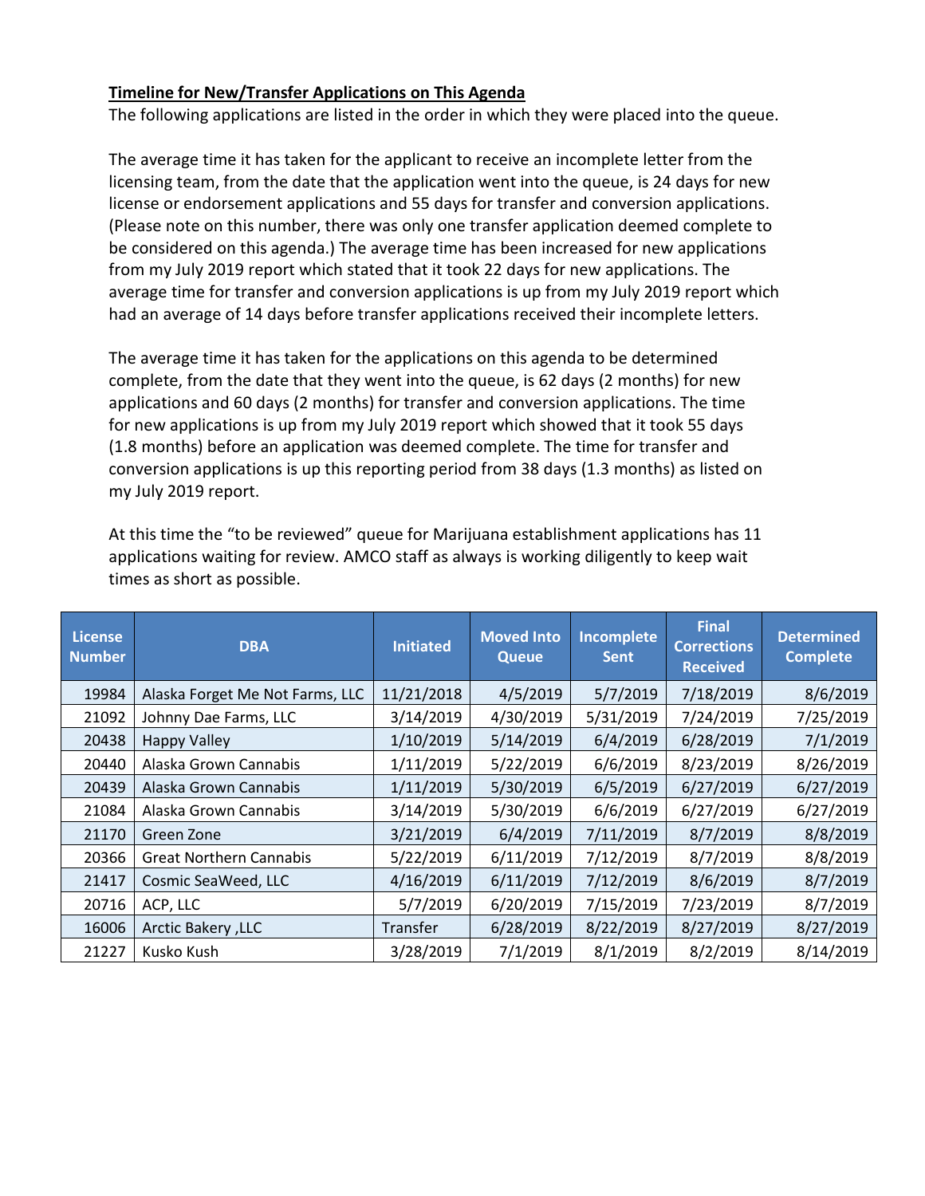**Timeline for New/Transfer Applications on This Agenda**

The following applications are listed in the order in which they were placed into the queue.

The average time it has taken for the applicant to receive an incomplete letter from the licensing team, from the date that the application went into the queue, is 24 days for new license or endorsement applications and 55 days for transfer and conversion applications. (Please note on this number, there was only one transfer application deemed complete to be considered on this agenda.) The average time has been increased for new applications from my July 2019 report which stated that it took 22 days for new applications. The average time for transfer and conversion applications is up from my July 2019 report which had an average of 14 days before transfer applications received their incomplete letters.

The average time it has taken for the applications on this agenda to be determined complete, from the date that they went into the queue, is 62 days (2 months) for new applications and 60 days (2 months) for transfer and conversion applications. The time for new applications is up from my July 2019 report which showed that it took 55 days (1.8 months) before an application was deemed complete. The time for transfer and conversion applications is up this reporting period from 38 days (1.3 months) as listed on my July 2019 report.

At this time the "to be reviewed" queue for Marijuana establishment applications has 11 applications waiting for review. AMCO staff as always is working diligently to keep wait times as short as possible.

| License Number | DBA | Initiated | Moved Into Queue | Incomplete Sent | Final Corrections Received | Determined Complete |
|---|---|---|---|---|---|---|
| 19984 | Alaska Forget Me Not Farms, LLC | 11/21/2018 | 4/5/2019 | 5/7/2019 | 7/18/2019 | 8/6/2019 |
| 21092 | Johnny Dae Farms, LLC | 3/14/2019 | 4/30/2019 | 5/31/2019 | 7/24/2019 | 7/25/2019 |
| 20438 | Happy Valley | 1/10/2019 | 5/14/2019 | 6/4/2019 | 6/28/2019 | 7/1/2019 |
| 20440 | Alaska Grown Cannabis | 1/11/2019 | 5/22/2019 | 6/6/2019 | 8/23/2019 | 8/26/2019 |
| 20439 | Alaska Grown Cannabis | 1/11/2019 | 5/30/2019 | 6/5/2019 | 6/27/2019 | 6/27/2019 |
| 21084 | Alaska Grown Cannabis | 3/14/2019 | 5/30/2019 | 6/6/2019 | 6/27/2019 | 6/27/2019 |
| 21170 | Green Zone | 3/21/2019 | 6/4/2019 | 7/11/2019 | 8/7/2019 | 8/8/2019 |
| 20366 | Great Northern Cannabis | 5/22/2019 | 6/11/2019 | 7/12/2019 | 8/7/2019 | 8/8/2019 |
| 21417 | Cosmic SeaWeed, LLC | 4/16/2019 | 6/11/2019 | 7/12/2019 | 8/6/2019 | 8/7/2019 |
| 20716 | ACP, LLC | 5/7/2019 | 6/20/2019 | 7/15/2019 | 7/23/2019 | 8/7/2019 |
| 16006 | Arctic Bakery ,LLC | Transfer | 6/28/2019 | 8/22/2019 | 8/27/2019 | 8/27/2019 |
| 21227 | Kusko Kush | 3/28/2019 | 7/1/2019 | 8/1/2019 | 8/2/2019 | 8/14/2019 |